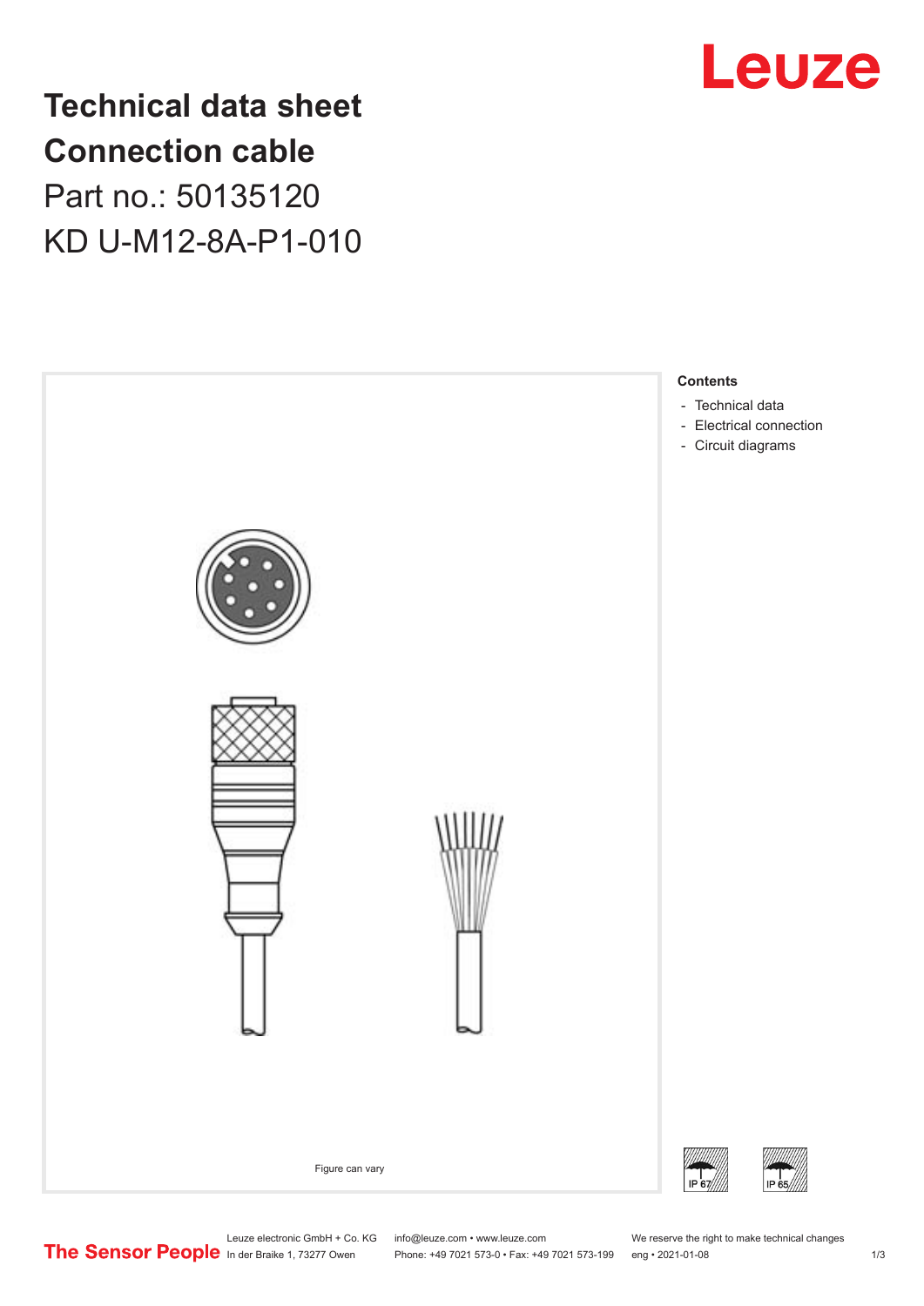# Technical data sheet
# Connection cable

Part no.: 50135120

KD U-M12-8A-P1-010

Figure can vary

**Contents**

- Technical data
- Electrical connection
- Circuit diagrams

IP 67

IP 65

The Sensor People

Leuze electronic GmbH + Co. KG
In der Braike 1, 73277 Owen

info@leuze.com • www.leuze.com
Phone: +49 7021 573-0 • Fax: +49 7021 573-199

We reserve the right to make technical changes
eng • 2021-01-08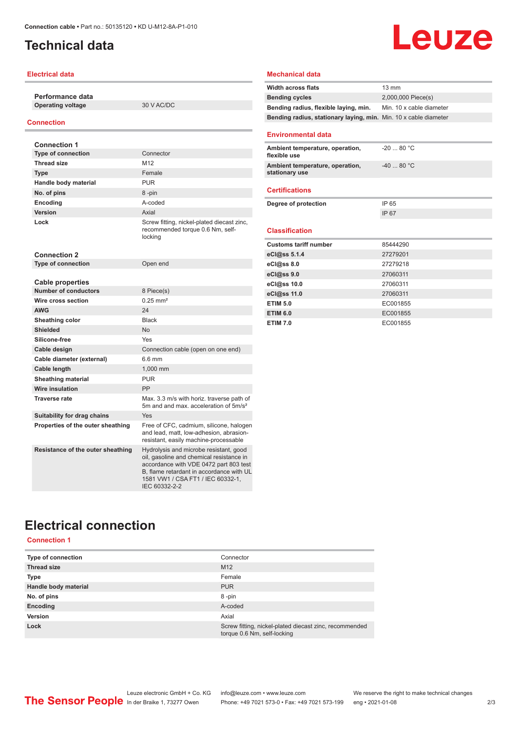# Technical data

## Electrical data

| | |
|---|---|
| **Performance data** | |
| Operating voltage | 30 V AC/DC |

## Connection

| | |
|---|---|
| **Connection 1** | |
| Type of connection | Connector |
| Thread size | M12 |
| Type | Female |
| Handle body material | PUR |
| No. of pins | 8 -pin |
| Encoding | A-coded |
| Version | Axial |
| Lock | Screw fitting, nickel-plated diecast zinc, recommended torque 0.6 Nm, self-locking |
| **Connection 2** | |
| Type of connection | Open end |
| **Cable properties** | |
| Number of conductors | 8 Piece(s) |
| Wire cross section | 0.25 mm² |
| AWG | 24 |
| Sheathing color | Black |
| Shielded | No |
| Silicone-free | Yes |
| Cable design | Connection cable (open on one end) |
| Cable diameter (external) | 6.6 mm |
| Cable length | 1,000 mm |
| Sheathing material | PUR |
| Wire insulation | PP |
| Traverse rate | Max. 3.3 m/s with horiz. traverse path of 5m and and max. acceleration of 5m/s² |
| Suitability for drag chains | Yes |
| Properties of the outer sheathing | Free of CFC, cadmium, silicone, halogen and lead, matt, low-adhesion, abrasion-resistant, easily machine-processable |
| Resistance of the outer sheathing | Hydrolysis and microbe resistant, good oil, gasoline and chemical resistance in accordance with VDE 0472 part 803 test B, flame retardant in accordance with UL 1581 VW1 / CSA FT1 / IEC 60332-1, IEC 60332-2-2 |

## Mechanical data

| | |
|---|---|
| Width across flats | 13 mm |
| Bending cycles | 2,000,000 Piece(s) |
| Bending radius, flexible laying, min. | Min. 10 x cable diameter |
| Bending radius, stationary laying, min. | Min. 10 x cable diameter |

## Environmental data

| | |
|---|---|
| Ambient temperature, operation, flexible use | -20 ... 80 °C |
| Ambient temperature, operation, stationary use | -40 ... 80 °C |

## Certifications

| | |
|---|---|
| Degree of protection | IP 65 |
| | IP 67 |

## Classification

| | |
|---|---|
| Customs tariff number | 85444290 |
| eCl@ss 5.1.4 | 27279201 |
| eCl@ss 8.0 | 27279218 |
| eCl@ss 9.0 | 27060311 |
| eCl@ss 10.0 | 27060311 |
| eCl@ss 11.0 | 27060311 |
| ETIM 5.0 | EC001855 |
| ETIM 6.0 | EC001855 |
| ETIM 7.0 | EC001855 |

# Electrical connection

## Connection 1

| | |
|---|---|
| Type of connection | Connector |
| Thread size | M12 |
| Type | Female |
| Handle body material | PUR |
| No. of pins | 8 -pin |
| Encoding | A-coded |
| Version | Axial |
| Lock | Screw fitting, nickel-plated diecast zinc, recommended torque 0.6 Nm, self-locking |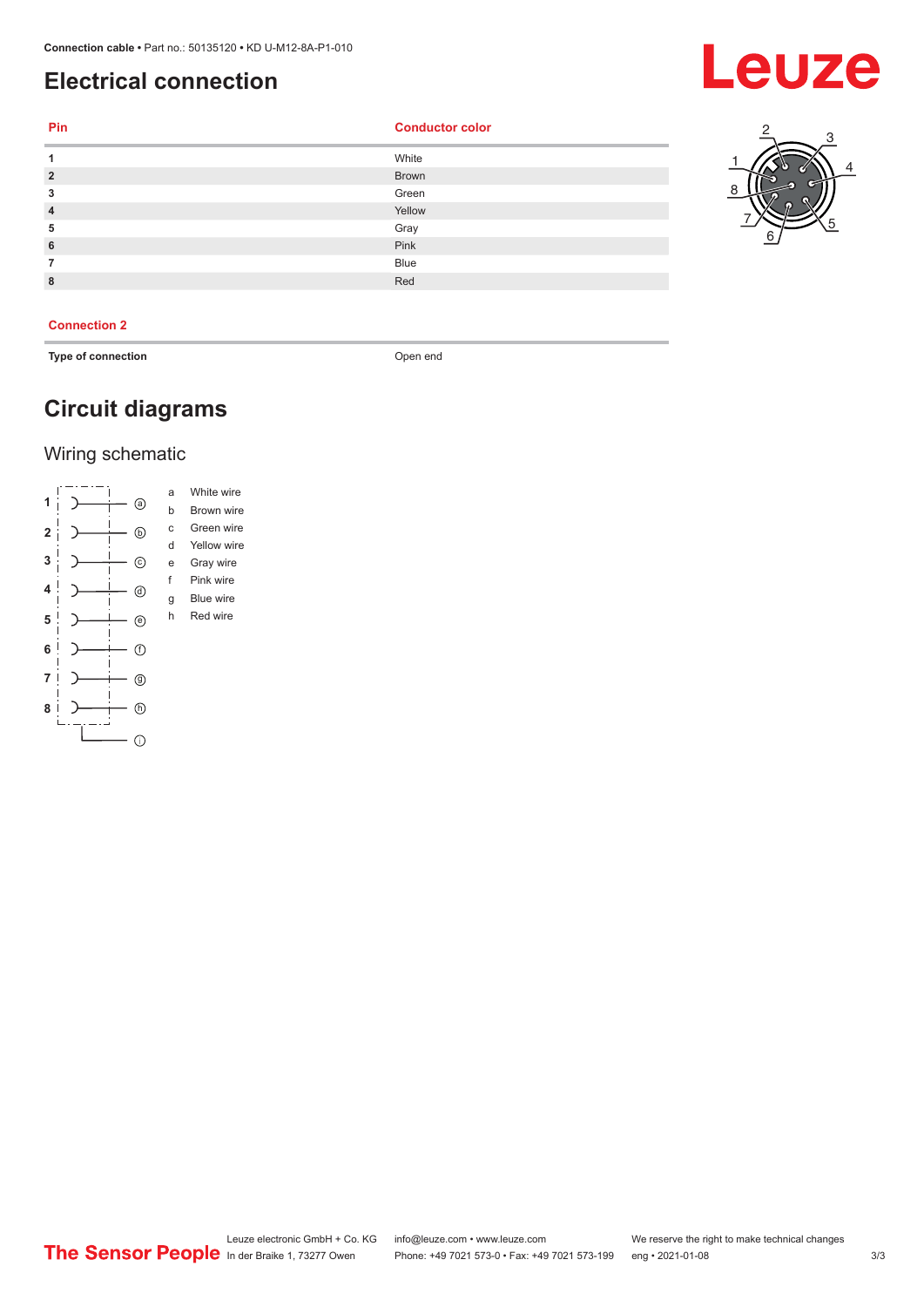# Electrical connection

| Pin | Conductor color |
|---|---|
| 1 | White |
| 2 | Brown |
| 3 | Green |
| 4 | Yellow |
| 5 | Gray |
| 6 | Pink |
| 7 | Blue |
| 8 | Red |

**Connection 2**

| | |
|---|---|
| Type of connection | Open end |

# Circuit diagrams

## Wiring schematic

a White wire
b Brown wire
c Green wire
d Yellow wire
e Gray wire
f Pink wire
g Blue wire
h Red wire